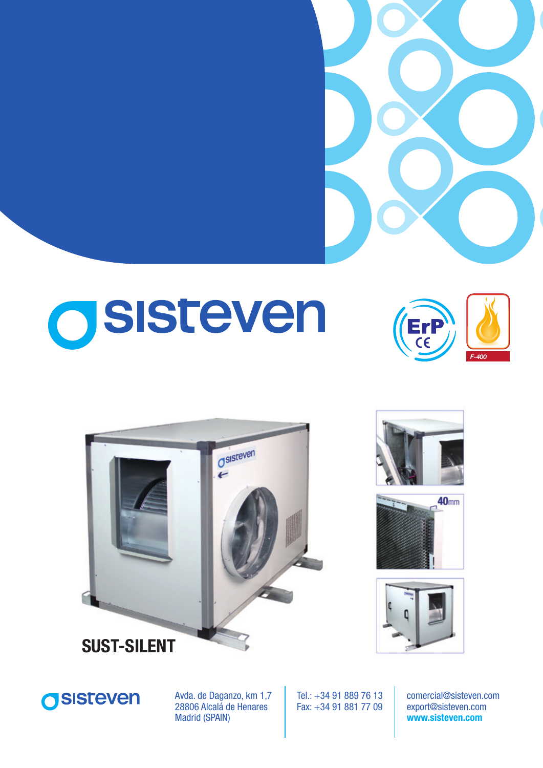# sisteven

ErP CE

F-400

40mm

## SUST-SILENT

sisteven

Avda. de Daganzo, km 1,7
28806 Alcalá de Henares
Madrid (SPAIN)

Tel.: +34 91 889 76 13
Fax: +34 91 881 77 09

comercial@sisteven.com
export@sisteven.com
**www.sisteven.com**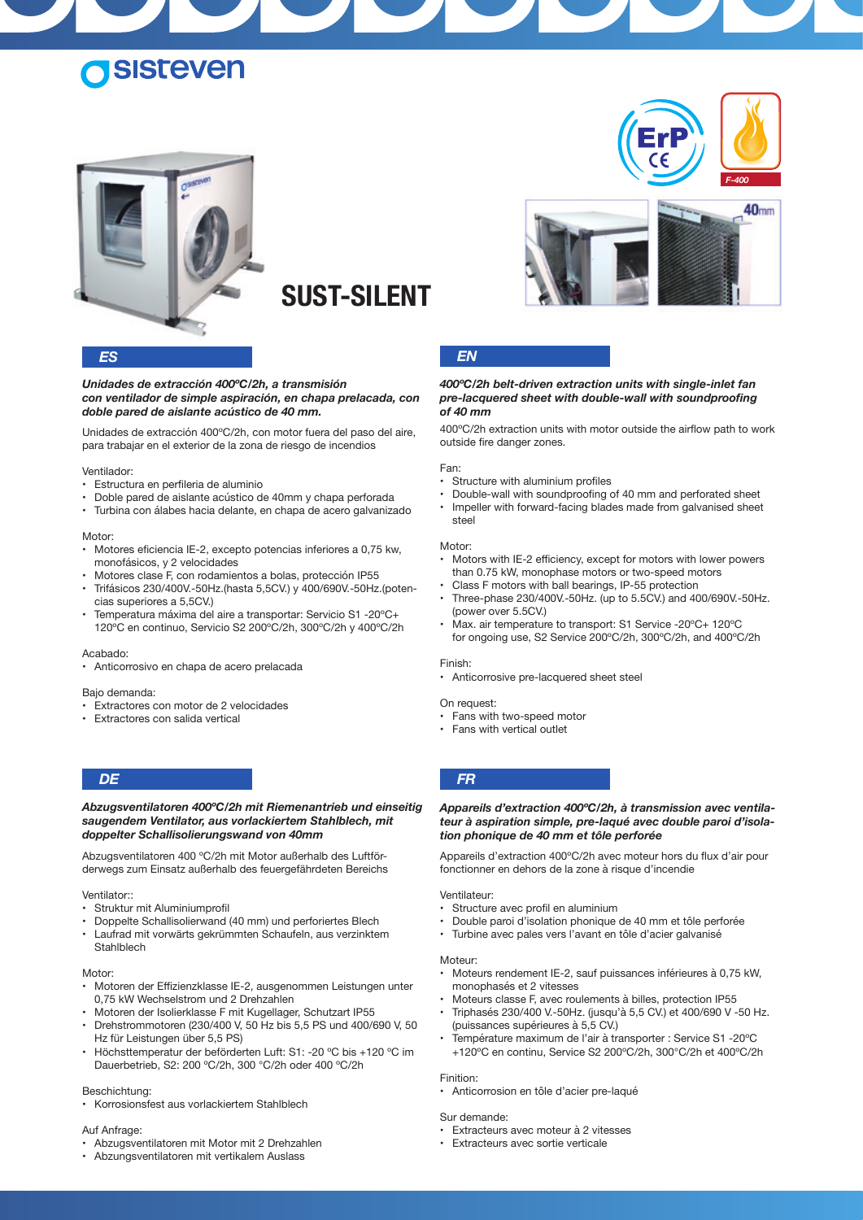sisteven

F-400

40mm

# SUST-SILENT

## ES

***Unidades de extracción 400ºC/2h, a transmisión con ventilador de simple aspiración, en chapa prelacada, con doble pared de aislante acústico de 40 mm.***

Unidades de extracción 400ºC/2h, con motor fuera del paso del aire, para trabajar en el exterior de la zona de riesgo de incendios

Ventilador:
- Estructura en perfileria de aluminio
- Doble pared de aislante acústico de 40mm y chapa perforada
- Turbina con álabes hacia delante, en chapa de acero galvanizado

Motor:
- Motores eficiencia IE-2, excepto potencias inferiores a 0,75 kw, monofásicos, y 2 velocidades
- Motores clase F, con rodamientos a bolas, protección IP55
- Trifásicos 230/400V.-50Hz.(hasta 5,5CV.) y 400/690V.-50Hz.(potencias superiores a 5,5CV.)
- Temperatura máxima del aire a transportar: Servicio S1 -20ºC+ 120ºC en continuo, Servicio S2 200ºC/2h, 300ºC/2h y 400ºC/2h

Acabado:
- Anticorrosivo en chapa de acero prelacada

Bajo demanda:
- Extractores con motor de 2 velocidades
- Extractores con salida vertical

## EN

***400ºC/2h belt-driven extraction units with single-inlet fan pre-lacquered sheet with double-wall with soundproofing of 40 mm***

400ºC/2h extraction units with motor outside the airflow path to work outside fire danger zones.

Fan:
- Structure with aluminium profiles
- Double-wall with soundproofing of 40 mm and perforated sheet
- Impeller with forward-facing blades made from galvanised sheet steel

Motor:
- Motors with IE-2 efficiency, except for motors with lower powers than 0.75 kW, monophase motors or two-speed motors
- Class F motors with ball bearings, IP-55 protection
- Three-phase 230/400V.-50Hz. (up to 5.5CV.) and 400/690V.-50Hz. (power over 5.5CV.)
- Max. air temperature to transport: S1 Service -20ºC+ 120ºC for ongoing use, S2 Service 200ºC/2h, 300ºC/2h, and 400ºC/2h

Finish:
- Anticorrosive pre-lacquered sheet steel

On request:
- Fans with two-speed motor
- Fans with vertical outlet

## DE

***Abzugsventilatoren 400ºC/2h mit Riemenantrieb und einseitig saugendem Ventilator, aus vorlackiertem Stahlblech, mit doppelter Schallisolierungswand von 40mm***

Abzugsventilatoren 400 ºC/2h mit Motor außerhalb des Luftförderwegs zum Einsatz außerhalb des feuergefährdeten Bereichs

Ventilator::
- Struktur mit Aluminiumprofil
- Doppelte Schallisolierwand (40 mm) und perforiertes Blech
- Laufrad mit vorwärts gekrümmten Schaufeln, aus verzinktem Stahlblech

Motor:
- Motoren der Effizienzklasse IE-2, ausgenommen Leistungen unter 0,75 kW Wechselstrom und 2 Drehzahlen
- Motoren der Isolierklasse F mit Kugellager, Schutzart IP55
- Drehstrommotoren (230/400 V, 50 Hz bis 5,5 PS und 400/690 V, 50 Hz für Leistungen über 5,5 PS)
- Höchsttemperatur der beförderten Luft: S1: -20 ºC bis +120 ºC im Dauerbetrieb, S2: 200 ºC/2h, 300 °C/2h oder 400 ºC/2h

Beschichtung:
- Korrosionsfest aus vorlackiertem Stahlblech

Auf Anfrage:
- Abzugsventilatoren mit Motor mit 2 Drehzahlen
- Abzungsventilatoren mit vertikalem Auslass

## FR

***Appareils d'extraction 400ºC/2h, à transmission avec ventilateur à aspiration simple, pre-laqué avec double paroi d'isolation phonique de 40 mm et tôle perforée***

Appareils d'extraction 400ºC/2h avec moteur hors du flux d'air pour fonctionner en dehors de la zone à risque d'incendie

Ventilateur:
- Structure avec profil en aluminium
- Double paroi d'isolation phonique de 40 mm et tôle perforée
- Turbine avec pales vers l'avant en tôle d'acier galvanisé

Moteur:
- Moteurs rendement IE-2, sauf puissances inférieures à 0,75 kW, monophasés et 2 vitesses
- Moteurs classe F, avec roulements à billes, protection IP55
- Triphasés 230/400 V.-50Hz. (jusqu'à 5,5 CV.) et 400/690 V -50 Hz. (puissances supérieures à 5,5 CV.)
- Température maximum de l'air à transporter : Service S1 -20ºC +120ºC en continu, Service S2 200ºC/2h, 300ºC/2h et 400ºC/2h

Finition:
- Anticorrosion en tôle d'acier pre-laqué

Sur demande:
- Extracteurs avec moteur à 2 vitesses
- Extracteurs avec sortie verticale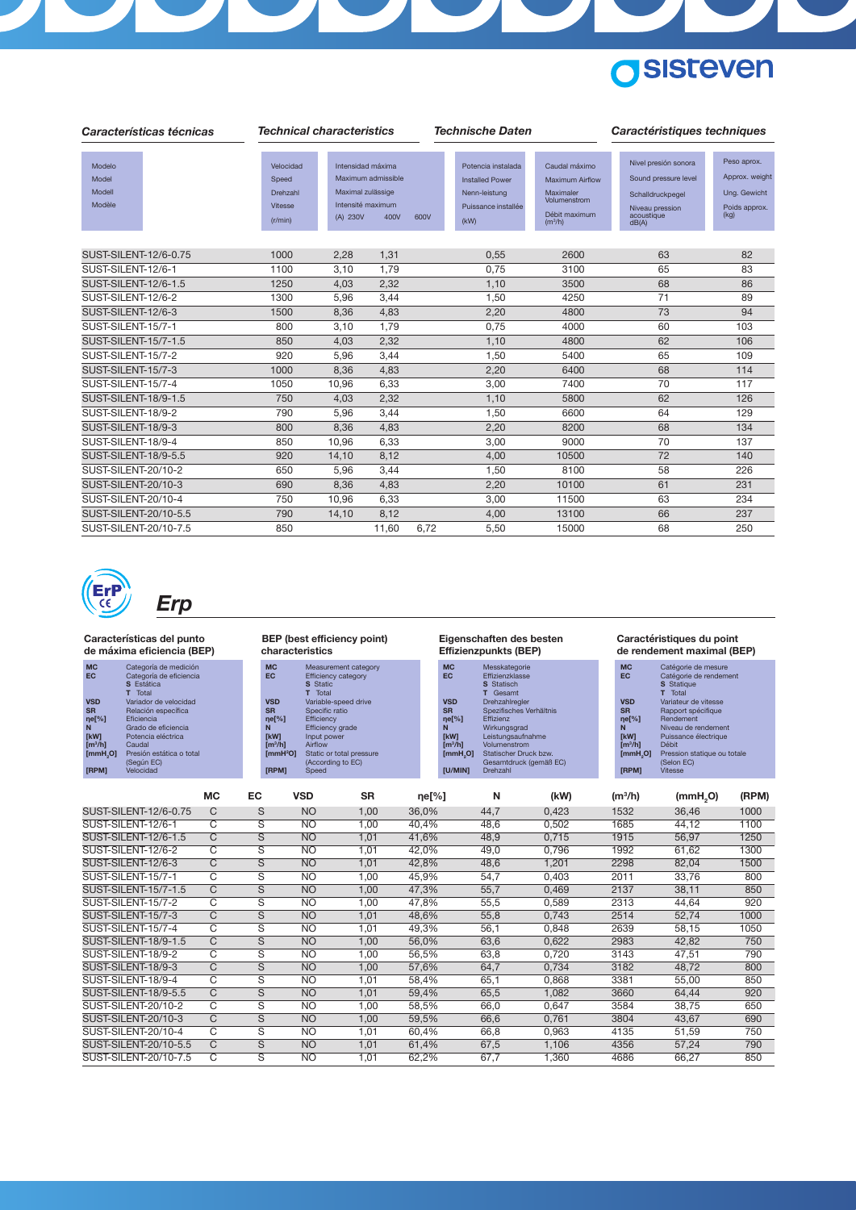## Características técnicas / Technical characteristics / Technische Daten / Caractéristiques techniques

| Modelo / Model / Modell / Modèle | Velocidad / Speed / Drehzahl / Vitesse (r/min) | Intensidad máxima / Maximum admissible / Maximal zulässige / Intensité maximum (A) 230V | 400V | 600V | Potencia instalada / Installed Power / Nenn-leistung / Puissance installée (kW) | Caudal máximo / Maximum Airflow / Maximaler Volumenstrom / Débit maximum ($m^3$/h) | Nivel presión sonora / Sound pressure level / Schalldruckpegel / Niveau pression acoustique dB(A) | Peso aprox. / Approx. weight / Ung. Gewicht / Poids approx. (kg) |
|---|---|---|---|---|---|---|---|---|
| SUST-SILENT-12/6-0.75 | 1000 | 2,28 | 1,31 | | 0,55 | 2600 | 63 | 82 |
| SUST-SILENT-12/6-1 | 1100 | 3,10 | 1,79 | | 0,75 | 3100 | 65 | 83 |
| SUST-SILENT-12/6-1.5 | 1250 | 4,03 | 2,32 | | 1,10 | 3500 | 68 | 86 |
| SUST-SILENT-12/6-2 | 1300 | 5,96 | 3,44 | | 1,50 | 4250 | 71 | 89 |
| SUST-SILENT-12/6-3 | 1500 | 8,36 | 4,83 | | 2,20 | 4800 | 73 | 94 |
| SUST-SILENT-15/7-1 | 800 | 3,10 | 1,79 | | 0,75 | 4000 | 60 | 103 |
| SUST-SILENT-15/7-1.5 | 850 | 4,03 | 2,32 | | 1,10 | 4800 | 62 | 106 |
| SUST-SILENT-15/7-2 | 920 | 5,96 | 3,44 | | 1,50 | 5400 | 65 | 109 |
| SUST-SILENT-15/7-3 | 1000 | 8,36 | 4,83 | | 2,20 | 6400 | 68 | 114 |
| SUST-SILENT-15/7-4 | 1050 | 10,96 | 6,33 | | 3,00 | 7400 | 70 | 117 |
| SUST-SILENT-18/9-1.5 | 750 | 4,03 | 2,32 | | 1,10 | 5800 | 62 | 126 |
| SUST-SILENT-18/9-2 | 790 | 5,96 | 3,44 | | 1,50 | 6600 | 64 | 129 |
| SUST-SILENT-18/9-3 | 800 | 8,36 | 4,83 | | 2,20 | 8200 | 68 | 134 |
| SUST-SILENT-18/9-4 | 850 | 10,96 | 6,33 | | 3,00 | 9000 | 70 | 137 |
| SUST-SILENT-18/9-5.5 | 920 | 14,10 | 8,12 | | 4,00 | 10500 | 72 | 140 |
| SUST-SILENT-20/10-2 | 650 | 5,96 | 3,44 | | 1,50 | 8100 | 58 | 226 |
| SUST-SILENT-20/10-3 | 690 | 8,36 | 4,83 | | 2,20 | 10100 | 61 | 231 |
| SUST-SILENT-20/10-4 | 750 | 10,96 | 6,33 | | 3,00 | 11500 | 63 | 234 |
| SUST-SILENT-20/10-5.5 | 790 | 14,10 | 8,12 | | 4,00 | 13100 | 66 | 237 |
| SUST-SILENT-20/10-7.5 | 850 | | 11,60 | 6,72 | 5,50 | 15000 | 68 | 250 |

## Erp

**Características del punto de máxima eficiencia (BEP)**

- **MC** Categoría de medición
- **EC** Categoría de eficiencia
  - **S** Estática
  - **T** Total
- **VSD** Variador de velocidad
- **SR** Relación específica
- **ηe[%]** Eficiencia
- **N** Grado de eficiencia
- **[kW]** Potencia eléctrica
- **[$m^3$/h]** Caudal
- **[$mmH_2O$]** Presión estática o total (Según EC)
- **[RPM]** Velocidad

**BEP (best efficiency point) characteristics**

- **MC** Measurement category
- **EC** Efficiency category
  - **S** Static
  - **T** Total
- **VSD** Variable-speed drive
- **SR** Specific ratio
- **ηe[%]** Efficiency
- **N** Efficiency grade
- **[kW]** Input power
- **[$m^3$/h]** Airflow
- **[$mmH_2O$]** Static or total pressure (According to EC)
- **[RPM]** Speed

**Eigenschaften des besten Effizienzpunkts (BEP)**

- **MC** Messkategorie
- **EC** Effizienzklasse
  - **S** Statisch
  - **T** Gesamt
- **VSD** Drehzahlregler
- **SR** Spezifisches Verhältnis
- **ηe[%]** Effizienz
- **N** Wirkungsgrad
- **[kW]** Leistungsaufnahme
- **[$m^3$/h]** Volumenstrom
- **[$mmH_2O$]** Statischer Druck bzw. Gesamtdruck (gemäß EC)
- **[U/MIN]** Drehzahl

**Caractéristiques du point de rendement maximal (BEP)**

- **MC** Catégorie de mesure
- **EC** Catégorie de rendement
  - **S** Statique
  - **T** Total
- **VSD** Variateur de vitesse
- **SR** Rapport spécifique
- **ηe[%]** Rendement
- **N** Niveau de rendement
- **[kW]** Puissance électrique
- **[$m^3$/h]** Débit
- **[$mmH_2O$]** Pression statique ou totale (Selon EC)
- **[RPM]** Vitesse

| | MC | EC | VSD | SR | ηe[%] | N | (kW) | ($m^3$/h) | ($mmH_2O$) | (RPM) |
|---|---|---|---|---|---|---|---|---|---|---|
| SUST-SILENT-12/6-0.75 | C | S | NO | 1,00 | 36,0% | 44,7 | 0,423 | 1532 | 36,46 | 1000 |
| SUST-SILENT-12/6-1 | C | S | NO | 1,00 | 40,4% | 48,6 | 0,502 | 1685 | 44,12 | 1100 |
| SUST-SILENT-12/6-1.5 | C | S | NO | 1,01 | 41,6% | 48,9 | 0,715 | 1915 | 56,97 | 1250 |
| SUST-SILENT-12/6-2 | C | S | NO | 1,01 | 42,0% | 49,0 | 0,796 | 1992 | 61,62 | 1300 |
| SUST-SILENT-12/6-3 | C | S | NO | 1,01 | 42,8% | 48,6 | 1,201 | 2298 | 82,04 | 1500 |
| SUST-SILENT-15/7-1 | C | S | NO | 1,00 | 45,9% | 54,7 | 0,403 | 2011 | 33,76 | 800 |
| SUST-SILENT-15/7-1.5 | C | S | NO | 1,00 | 47,3% | 55,7 | 0,469 | 2137 | 38,11 | 850 |
| SUST-SILENT-15/7-2 | C | S | NO | 1,00 | 47,8% | 55,5 | 0,589 | 2313 | 44,64 | 920 |
| SUST-SILENT-15/7-3 | C | S | NO | 1,01 | 48,6% | 55,8 | 0,743 | 2514 | 52,74 | 1000 |
| SUST-SILENT-15/7-4 | C | S | NO | 1,01 | 49,3% | 56,1 | 0,848 | 2639 | 58,15 | 1050 |
| SUST-SILENT-18/9-1.5 | C | S | NO | 1,00 | 56,0% | 63,6 | 0,622 | 2983 | 42,82 | 750 |
| SUST-SILENT-18/9-2 | C | S | NO | 1,00 | 56,5% | 63,8 | 0,720 | 3143 | 47,51 | 790 |
| SUST-SILENT-18/9-3 | C | S | NO | 1,00 | 57,6% | 64,7 | 0,734 | 3182 | 48,72 | 800 |
| SUST-SILENT-18/9-4 | C | S | NO | 1,01 | 58,4% | 65,1 | 0,868 | 3381 | 55,00 | 850 |
| SUST-SILENT-18/9-5.5 | C | S | NO | 1,01 | 59,4% | 65,5 | 1,082 | 3660 | 64,44 | 920 |
| SUST-SILENT-20/10-2 | C | S | NO | 1,00 | 58,5% | 66,0 | 0,647 | 3584 | 38,75 | 650 |
| SUST-SILENT-20/10-3 | C | S | NO | 1,00 | 59,5% | 66,6 | 0,761 | 3804 | 43,67 | 690 |
| SUST-SILENT-20/10-4 | C | S | NO | 1,01 | 60,4% | 66,8 | 0,963 | 4135 | 51,59 | 750 |
| SUST-SILENT-20/10-5.5 | C | S | NO | 1,01 | 61,4% | 67,5 | 1,106 | 4356 | 57,24 | 790 |
| SUST-SILENT-20/10-7.5 | C | S | NO | 1,01 | 62,2% | 67,7 | 1,360 | 4686 | 66,27 | 850 |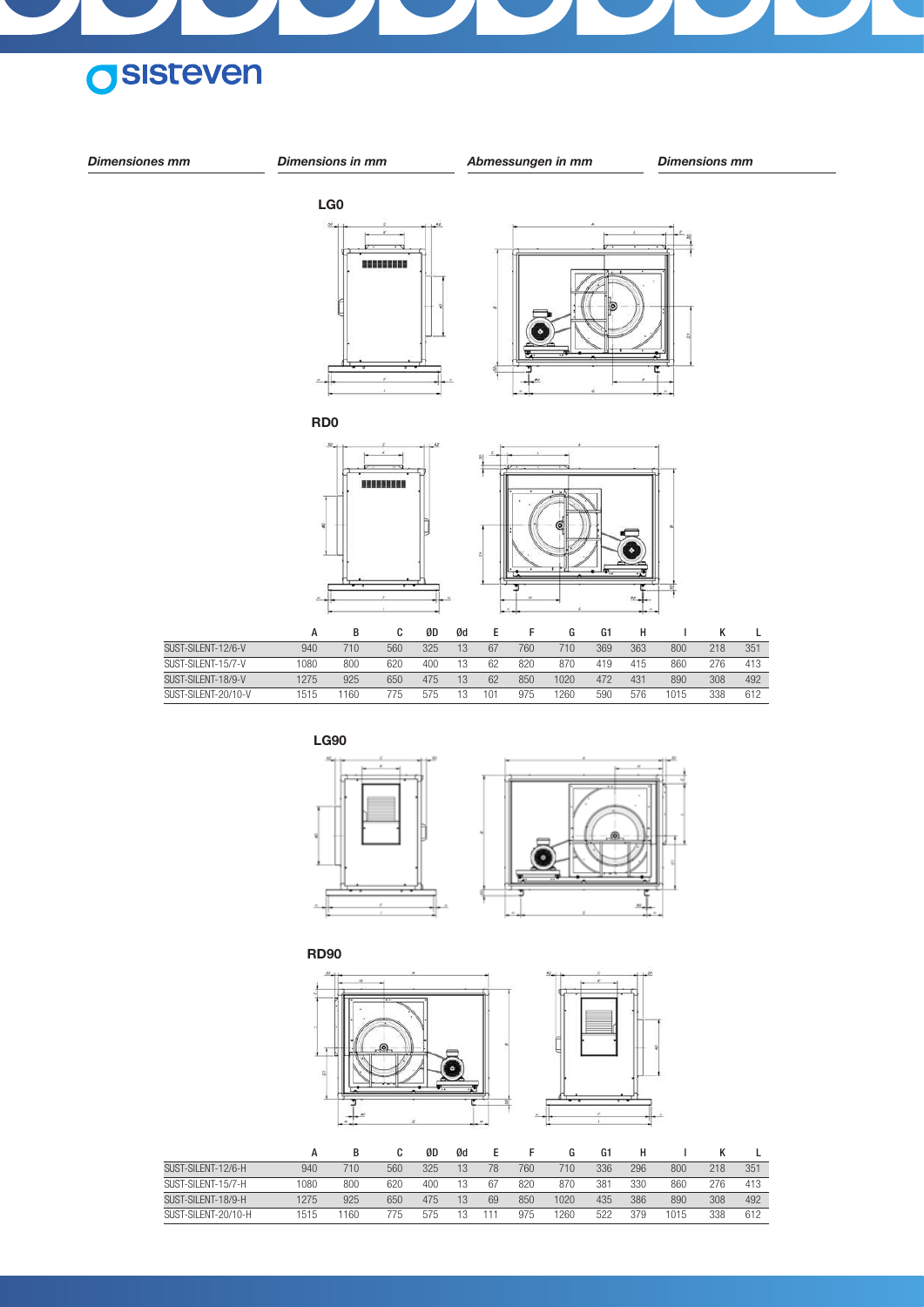*Dimensiones mm* | *Dimensions in mm* | *Abmessungen in mm* | *Dimensions mm*

**LG0**

**RD0**

| | A | B | C | ØD | Ød | E | F | G | G1 | H | I | K | L |
|---|---|---|---|---|---|---|---|---|---|---|---|---|---|
| SUST-SILENT-12/6-V | 940 | 710 | 560 | 325 | 13 | 67 | 760 | 710 | 369 | 363 | 800 | 218 | 351 |
| SUST-SILENT-15/7-V | 1080 | 800 | 620 | 400 | 13 | 62 | 820 | 870 | 419 | 415 | 860 | 276 | 413 |
| SUST-SILENT-18/9-V | 1275 | 925 | 650 | 475 | 13 | 62 | 850 | 1020 | 472 | 431 | 890 | 308 | 492 |
| SUST-SILENT-20/10-V | 1515 | 1160 | 775 | 575 | 13 | 101 | 975 | 1260 | 590 | 576 | 1015 | 338 | 612 |

**LG90**

**RD90**

| | A | B | C | ØD | Ød | E | F | G | G1 | H | I | K | L |
|---|---|---|---|---|---|---|---|---|---|---|---|---|---|
| SUST-SILENT-12/6-H | 940 | 710 | 560 | 325 | 13 | 78 | 760 | 710 | 336 | 296 | 800 | 218 | 351 |
| SUST-SILENT-15/7-H | 1080 | 800 | 620 | 400 | 13 | 67 | 820 | 870 | 381 | 330 | 860 | 276 | 413 |
| SUST-SILENT-18/9-H | 1275 | 925 | 650 | 475 | 13 | 69 | 850 | 1020 | 435 | 386 | 890 | 308 | 492 |
| SUST-SILENT-20/10-H | 1515 | 1160 | 775 | 575 | 13 | 111 | 975 | 1260 | 522 | 379 | 1015 | 338 | 612 |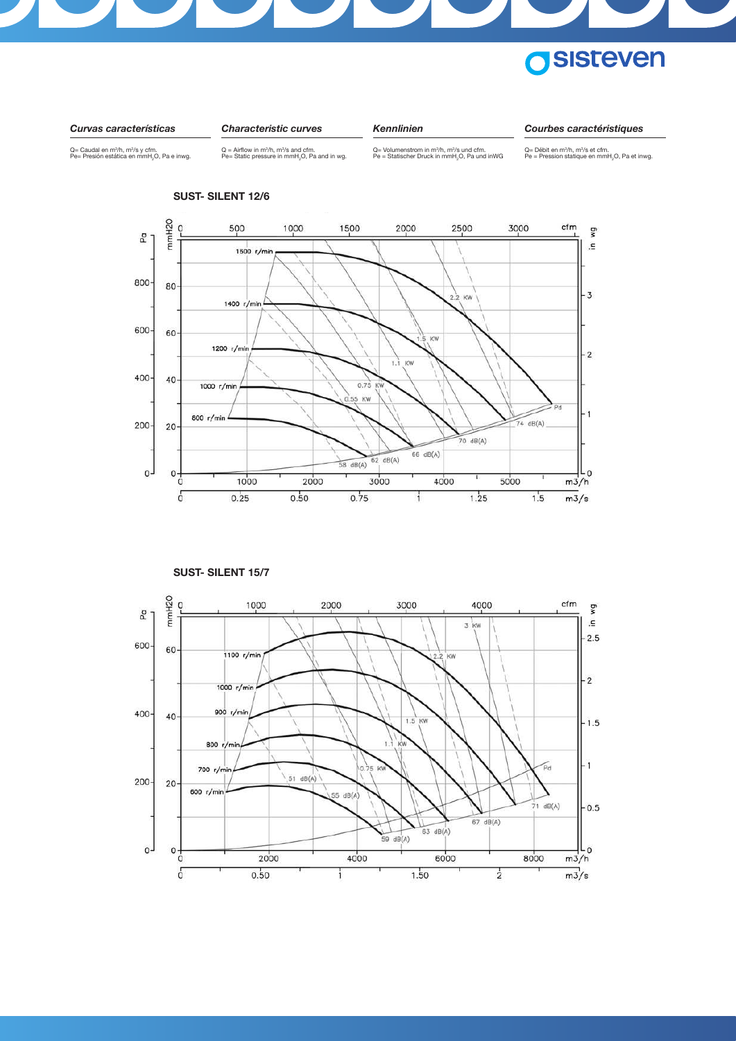### *Curvas características*

Q= Caudal en m³/h, m³/s y cfm.
Pe= Presión estática en mmH₂O, Pa e inwg.

### *Characteristic curves*

Q = Airflow in m³/h, m³/s and cfm.
Pe= Static pressure in mmH₂O, Pa and in wg.

### *Kennlinien*

Q= Volumenstrom in m³/h, m³/s und cfm.
Pe = Statischer Druck in mmH₂O, Pa und inWG

### *Courbes caractéristiques*

Q= Débit en m³/h, m³/s et cfm.
Pe = Pression statique en mmH₂O, Pa et inwg.

**SUST- SILENT 12/6**

**SUST- SILENT 15/7**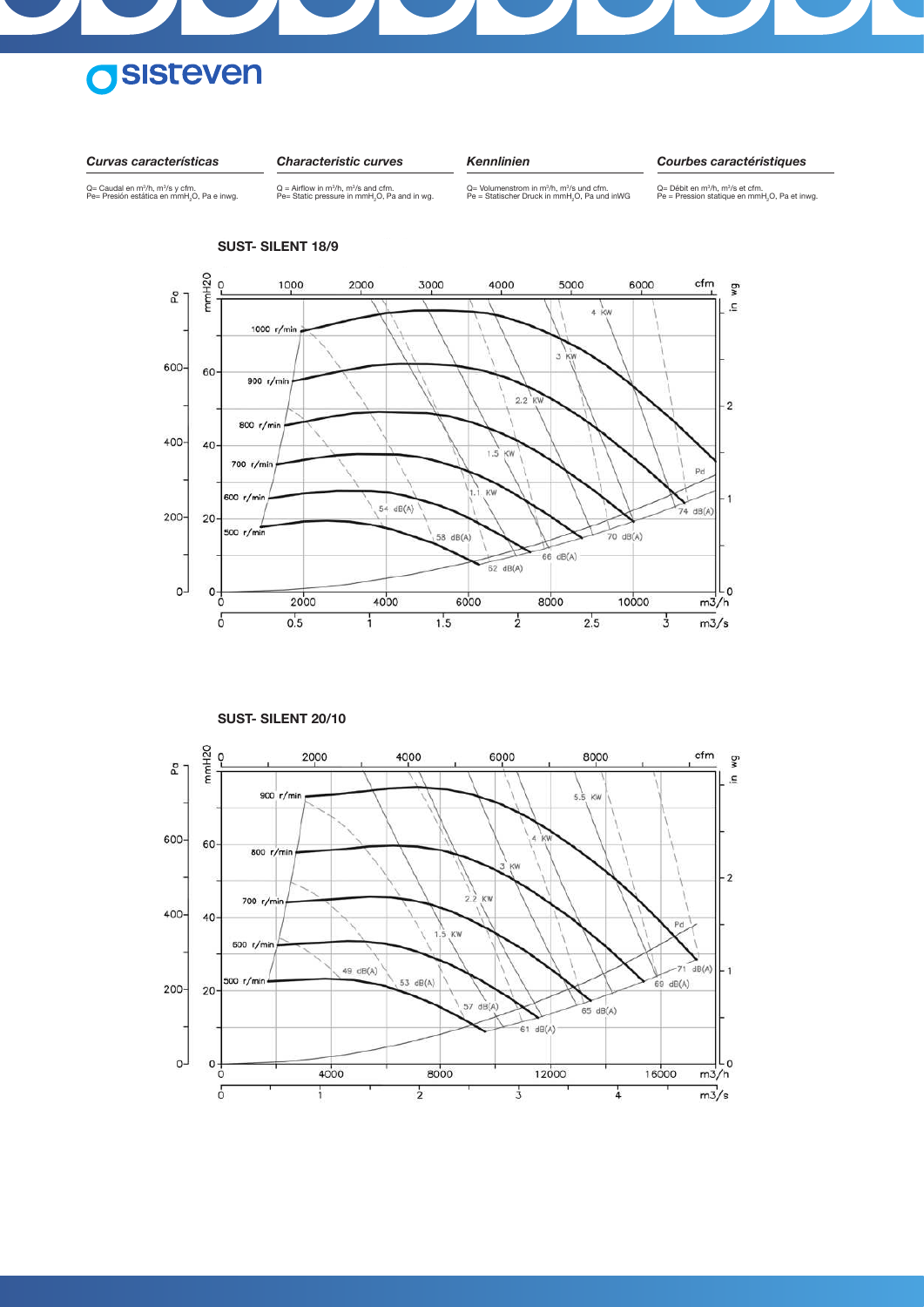# sisteven

| *Curvas características* | *Characteristic curves* | *Kennlinien* | *Courbes caractéristiques* |
|---|---|---|---|
| Q= Caudal en $m^3/h$, $m^3/s$ y cfm. Pe= Presión estática en $mmH_2O$, Pa e inwg. | Q = Airflow in $m^3/h$, $m^3/s$ and cfm. Pe= Static pressure in $mmH_2O$, Pa and in wg. | Q= Volumenstrom in $m^3/h$, $m^3/s$ und cfm. Pe = Statischer Druck in $mmH_2O$, Pa und inWG | Q= Débit en $m^3/h$, $m^3/s$ et cfm. Pe = Pression statique en $mmH_2O$, Pa et inwg. |

**SUST- SILENT 18/9**

**SUST- SILENT 20/10**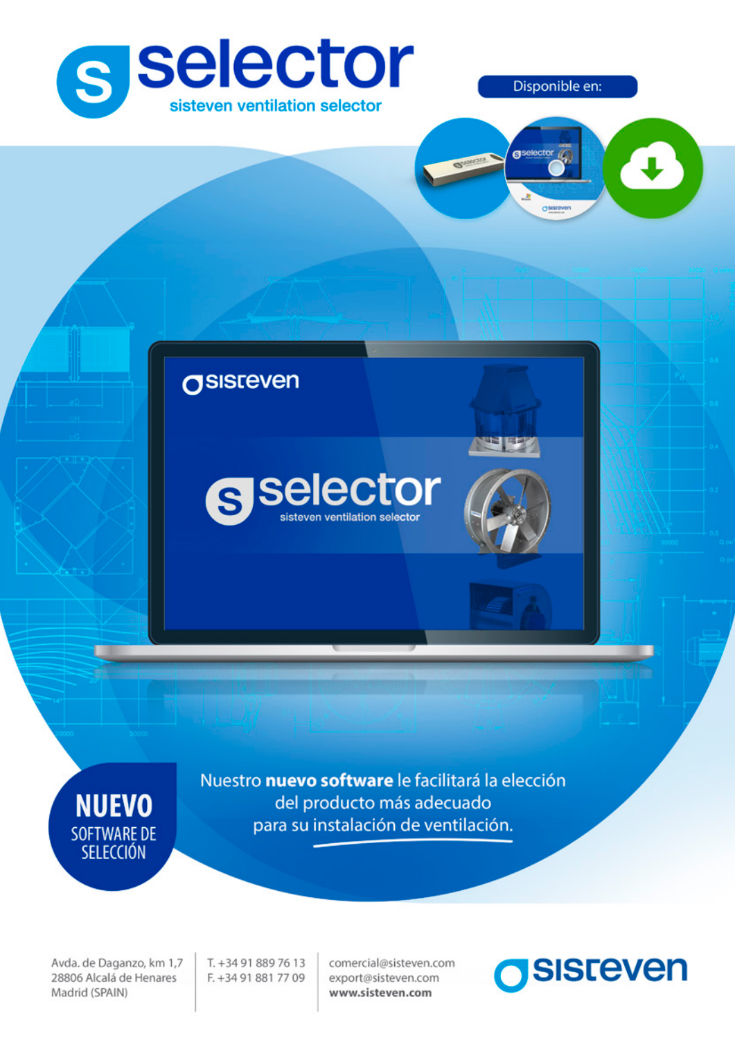# selector

sisteven ventilation selector

Disponible en:

**NUEVO**
SOFTWARE DE SELECCIÓN

Nuestro **nuevo software** le facilitará la elección del producto más adecuado para su instalación de ventilación.

Avda. de Daganzo, km 1,7
28806 Alcalá de Henares
Madrid (SPAIN)

T. +34 91 889 76 13
F. +34 91 881 77 09

comercial@sisteven.com
export@sisteven.com
**www.sisteven.com**

sisteven